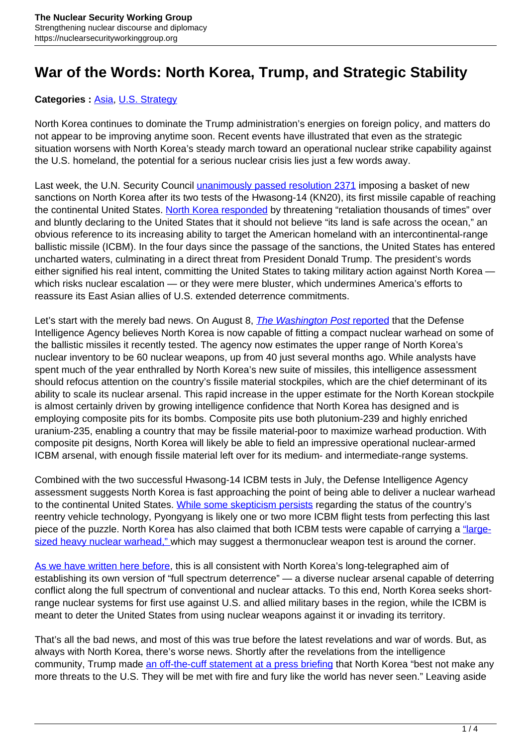# War of the Words: North Korea, Trump, and Strategic Stability

**Categories :** Asia, U.S. Strategy

North Korea continues to dominate the Trump administration's energies on foreign policy, and matters do not appear to be improving anytime soon. Recent events have illustrated that even as the strategic situation worsens with North Korea's steady march toward an operational nuclear strike capability against the U.S. homeland, the potential for a serious nuclear crisis lies just a few words away.

Last week, the U.N. Security Council unanimously passed resolution 2371 imposing a basket of new sanctions on North Korea after its two tests of the Hwasong-14 (KN20), its first missile capable of reaching the continental United States. North Korea responded by threatening "retaliation thousands of times" over and bluntly declaring to the United States that it should not believe "its land is safe across the ocean," an obvious reference to its increasing ability to target the American homeland with an intercontinental-range ballistic missile (ICBM). In the four days since the passage of the sanctions, the United States has entered uncharted waters, culminating in a direct threat from President Donald Trump. The president's words either signified his real intent, committing the United States to taking military action against North Korea — which risks nuclear escalation — or they were mere bluster, which undermines America's efforts to reassure its East Asian allies of U.S. extended deterrence commitments.

Let's start with the merely bad news. On August 8, *The Washington Post* reported that the Defense Intelligence Agency believes North Korea is now capable of fitting a compact nuclear warhead on some of the ballistic missiles it recently tested. The agency now estimates the upper range of North Korea's nuclear inventory to be 60 nuclear weapons, up from 40 just several months ago. While analysts have spent much of the year enthralled by North Korea's new suite of missiles, this intelligence assessment should refocus attention on the country's fissile material stockpiles, which are the chief determinant of its ability to scale its nuclear arsenal. This rapid increase in the upper estimate for the North Korean stockpile is almost certainly driven by growing intelligence confidence that North Korea has designed and is employing composite pits for its bombs. Composite pits use both plutonium-239 and highly enriched uranium-235, enabling a country that may be fissile material-poor to maximize warhead production. With composite pit designs, North Korea will likely be able to field an impressive operational nuclear-armed ICBM arsenal, with enough fissile material left over for its medium- and intermediate-range systems.

Combined with the two successful Hwasong-14 ICBM tests in July, the Defense Intelligence Agency assessment suggests North Korea is fast approaching the point of being able to deliver a nuclear warhead to the continental United States. While some skepticism persists regarding the status of the country's reentry vehicle technology, Pyongyang is likely one or two more ICBM flight tests from perfecting this last piece of the puzzle. North Korea has also claimed that both ICBM tests were capable of carrying a "large-sized heavy nuclear warhead," which may suggest a thermonuclear weapon test is around the corner.

As we have written here before, this is all consistent with North Korea's long-telegraphed aim of establishing its own version of "full spectrum deterrence" — a diverse nuclear arsenal capable of deterring conflict along the full spectrum of conventional and nuclear attacks. To this end, North Korea seeks short-range nuclear systems for first use against U.S. and allied military bases in the region, while the ICBM is meant to deter the United States from using nuclear weapons against it or invading its territory.

That's all the bad news, and most of this was true before the latest revelations and war of words. But, as always with North Korea, there's worse news. Shortly after the revelations from the intelligence community, Trump made an off-the-cuff statement at a press briefing that North Korea "best not make any more threats to the U.S. They will be met with fire and fury like the world has never seen." Leaving aside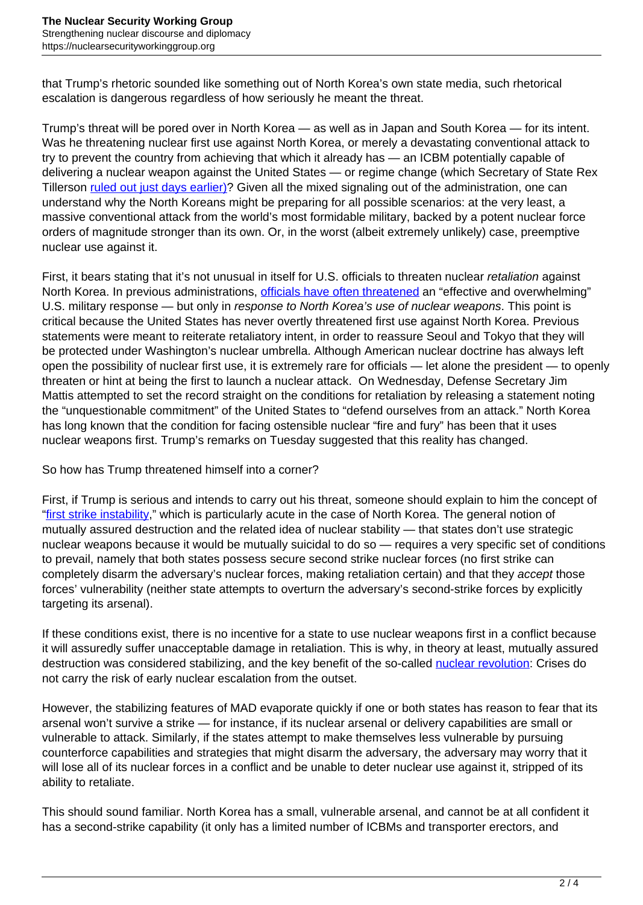that Trump's rhetoric sounded like something out of North Korea's own state media, such rhetorical escalation is dangerous regardless of how seriously he meant the threat.

Trump's threat will be pored over in North Korea — as well as in Japan and South Korea — for its intent. Was he threatening nuclear first use against North Korea, or merely a devastating conventional attack to try to prevent the country from achieving that which it already has — an ICBM potentially capable of delivering a nuclear weapon against the United States — or regime change (which Secretary of State Rex Tillerson ruled out just days earlier)? Given all the mixed signaling out of the administration, one can understand why the North Koreans might be preparing for all possible scenarios: at the very least, a massive conventional attack from the world's most formidable military, backed by a potent nuclear force orders of magnitude stronger than its own. Or, in the worst (albeit extremely unlikely) case, preemptive nuclear use against it.

First, it bears stating that it's not unusual in itself for U.S. officials to threaten nuclear *retaliation* against North Korea. In previous administrations, officials have often threatened an "effective and overwhelming" U.S. military response — but only in *response to North Korea's use of nuclear weapons*. This point is critical because the United States has never overtly threatened first use against North Korea. Previous statements were meant to reiterate retaliatory intent, in order to reassure Seoul and Tokyo that they will be protected under Washington's nuclear umbrella. Although American nuclear doctrine has always left open the possibility of nuclear first use, it is extremely rare for officials — let alone the president — to openly threaten or hint at being the first to launch a nuclear attack. On Wednesday, Defense Secretary Jim Mattis attempted to set the record straight on the conditions for retaliation by releasing a statement noting the "unquestionable commitment" of the United States to "defend ourselves from an attack." North Korea has long known that the condition for facing ostensible nuclear "fire and fury" has been that it uses nuclear weapons first. Trump's remarks on Tuesday suggested that this reality has changed.

So how has Trump threatened himself into a corner?

First, if Trump is serious and intends to carry out his threat, someone should explain to him the concept of "first strike instability," which is particularly acute in the case of North Korea. The general notion of mutually assured destruction and the related idea of nuclear stability — that states don't use strategic nuclear weapons because it would be mutually suicidal to do so — requires a very specific set of conditions to prevail, namely that both states possess secure second strike nuclear forces (no first strike can completely disarm the adversary's nuclear forces, making retaliation certain) and that they *accept* those forces' vulnerability (neither state attempts to overturn the adversary's second-strike forces by explicitly targeting its arsenal).

If these conditions exist, there is no incentive for a state to use nuclear weapons first in a conflict because it will assuredly suffer unacceptable damage in retaliation. This is why, in theory at least, mutually assured destruction was considered stabilizing, and the key benefit of the so-called nuclear revolution: Crises do not carry the risk of early nuclear escalation from the outset.

However, the stabilizing features of MAD evaporate quickly if one or both states has reason to fear that its arsenal won't survive a strike — for instance, if its nuclear arsenal or delivery capabilities are small or vulnerable to attack. Similarly, if the states attempt to make themselves less vulnerable by pursuing counterforce capabilities and strategies that might disarm the adversary, the adversary may worry that it will lose all of its nuclear forces in a conflict and be unable to deter nuclear use against it, stripped of its ability to retaliate.

This should sound familiar. North Korea has a small, vulnerable arsenal, and cannot be at all confident it has a second-strike capability (it only has a limited number of ICBMs and transporter erectors, and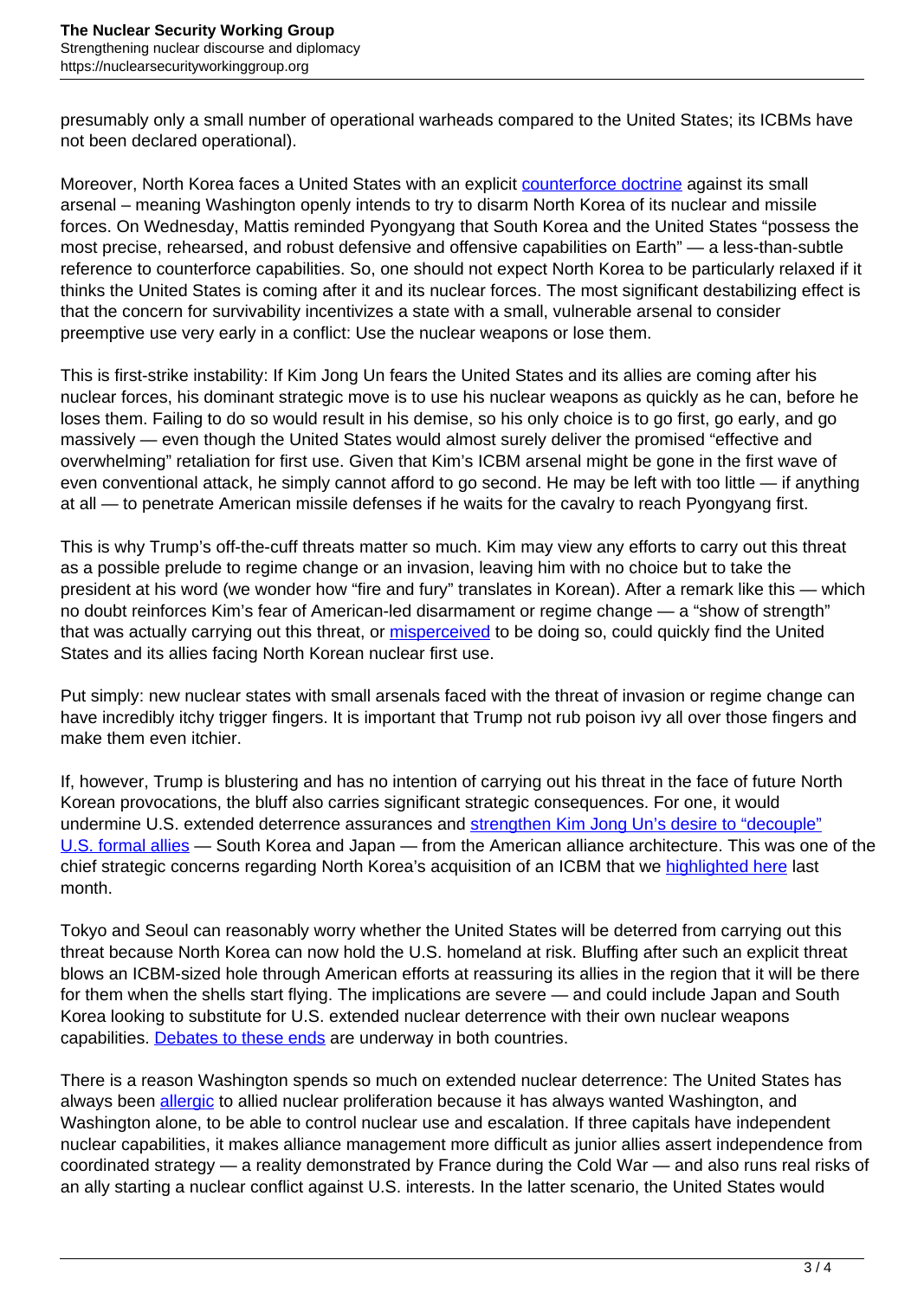presumably only a small number of operational warheads compared to the United States; its ICBMs have not been declared operational).

Moreover, North Korea faces a United States with an explicit [counterforce doctrine](#) against its small arsenal – meaning Washington openly intends to try to disarm North Korea of its nuclear and missile forces. On Wednesday, Mattis reminded Pyongyang that South Korea and the United States "possess the most precise, rehearsed, and robust defensive and offensive capabilities on Earth" — a less-than-subtle reference to counterforce capabilities. So, one should not expect North Korea to be particularly relaxed if it thinks the United States is coming after it and its nuclear forces. The most significant destabilizing effect is that the concern for survivability incentivizes a state with a small, vulnerable arsenal to consider preemptive use very early in a conflict: Use the nuclear weapons or lose them.

This is first-strike instability: If Kim Jong Un fears the United States and its allies are coming after his nuclear forces, his dominant strategic move is to use his nuclear weapons as quickly as he can, before he loses them. Failing to do so would result in his demise, so his only choice is to go first, go early, and go massively — even though the United States would almost surely deliver the promised "effective and overwhelming" retaliation for first use. Given that Kim's ICBM arsenal might be gone in the first wave of even conventional attack, he simply cannot afford to go second. He may be left with too little — if anything at all — to penetrate American missile defenses if he waits for the cavalry to reach Pyongyang first.

This is why Trump's off-the-cuff threats matter so much. Kim may view any efforts to carry out this threat as a possible prelude to regime change or an invasion, leaving him with no choice but to take the president at his word (we wonder how "fire and fury" translates in Korean). After a remark like this — which no doubt reinforces Kim's fear of American-led disarmament or regime change — a "show of strength" that was actually carrying out this threat, or [misperceived](#) to be doing so, could quickly find the United States and its allies facing North Korean nuclear first use.

Put simply: new nuclear states with small arsenals faced with the threat of invasion or regime change can have incredibly itchy trigger fingers. It is important that Trump not rub poison ivy all over those fingers and make them even itchier.

If, however, Trump is blustering and has no intention of carrying out his threat in the face of future North Korean provocations, the bluff also carries significant strategic consequences. For one, it would undermine U.S. extended deterrence assurances and [strengthen Kim Jong Un's desire to "decouple" U.S. formal allies](#) — South Korea and Japan — from the American alliance architecture. This was one of the chief strategic concerns regarding North Korea's acquisition of an ICBM that we [highlighted here](#) last month.

Tokyo and Seoul can reasonably worry whether the United States will be deterred from carrying out this threat because North Korea can now hold the U.S. homeland at risk. Bluffing after such an explicit threat blows an ICBM-sized hole through American efforts at reassuring its allies in the region that it will be there for them when the shells start flying. The implications are severe — and could include Japan and South Korea looking to substitute for U.S. extended nuclear deterrence with their own nuclear weapons capabilities. [Debates to these ends](#) are underway in both countries.

There is a reason Washington spends so much on extended nuclear deterrence: The United States has always been [allergic](#) to allied nuclear proliferation because it has always wanted Washington, and Washington alone, to be able to control nuclear use and escalation. If three capitals have independent nuclear capabilities, it makes alliance management more difficult as junior allies assert independence from coordinated strategy — a reality demonstrated by France during the Cold War — and also runs real risks of an ally starting a nuclear conflict against U.S. interests. In the latter scenario, the United States would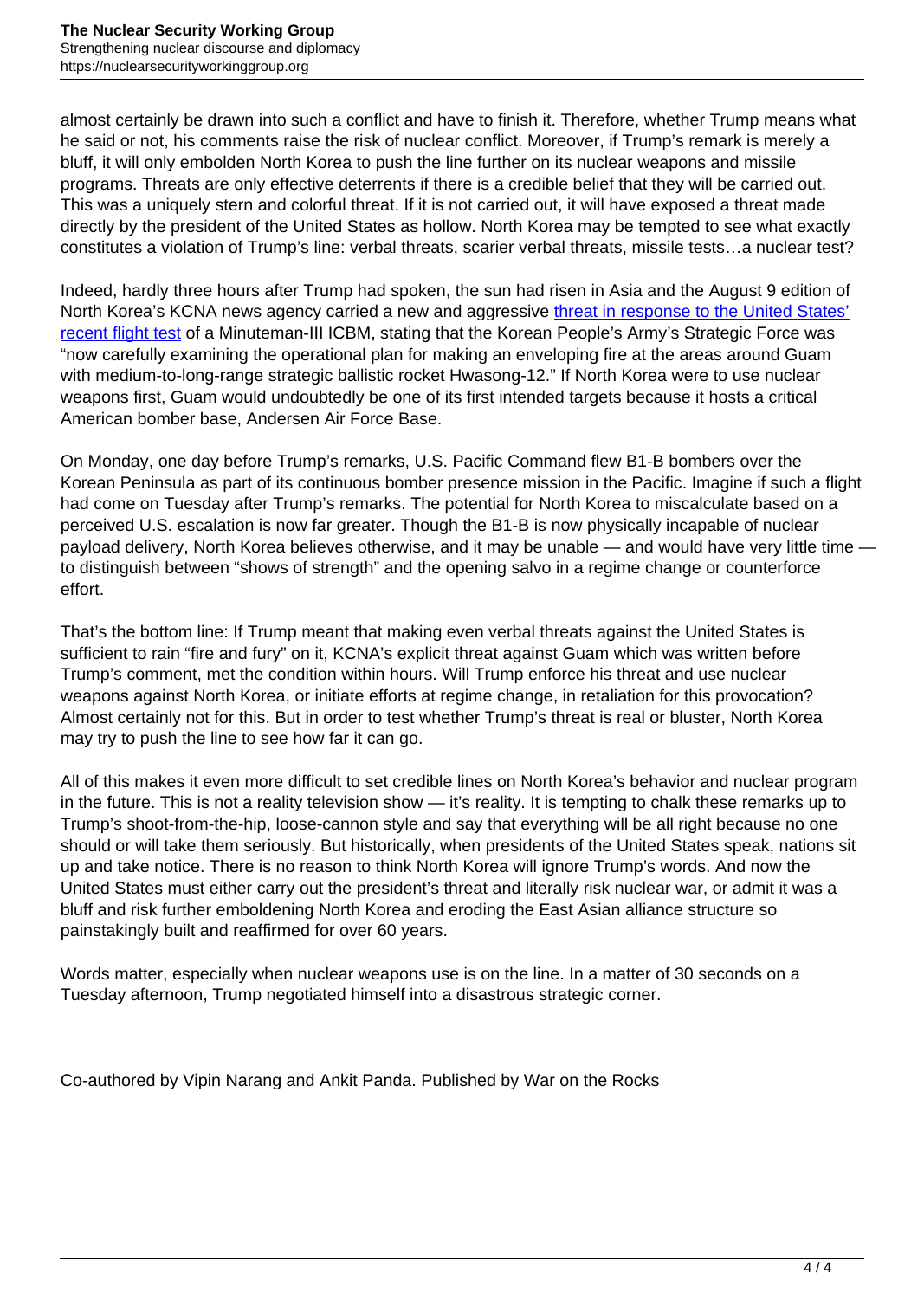almost certainly be drawn into such a conflict and have to finish it. Therefore, whether Trump means what he said or not, his comments raise the risk of nuclear conflict. Moreover, if Trump's remark is merely a bluff, it will only embolden North Korea to push the line further on its nuclear weapons and missile programs. Threats are only effective deterrents if there is a credible belief that they will be carried out. This was a uniquely stern and colorful threat. If it is not carried out, it will have exposed a threat made directly by the president of the United States as hollow. North Korea may be tempted to see what exactly constitutes a violation of Trump's line: verbal threats, scarier verbal threats, missile tests…a nuclear test?

Indeed, hardly three hours after Trump had spoken, the sun had risen in Asia and the August 9 edition of North Korea's KCNA news agency carried a new and aggressive threat in response to the United States' recent flight test of a Minuteman-III ICBM, stating that the Korean People's Army's Strategic Force was "now carefully examining the operational plan for making an enveloping fire at the areas around Guam with medium-to-long-range strategic ballistic rocket Hwasong-12." If North Korea were to use nuclear weapons first, Guam would undoubtedly be one of its first intended targets because it hosts a critical American bomber base, Andersen Air Force Base.

On Monday, one day before Trump's remarks, U.S. Pacific Command flew B1-B bombers over the Korean Peninsula as part of its continuous bomber presence mission in the Pacific. Imagine if such a flight had come on Tuesday after Trump's remarks. The potential for North Korea to miscalculate based on a perceived U.S. escalation is now far greater. Though the B1-B is now physically incapable of nuclear payload delivery, North Korea believes otherwise, and it may be unable — and would have very little time — to distinguish between "shows of strength" and the opening salvo in a regime change or counterforce effort.

That's the bottom line: If Trump meant that making even verbal threats against the United States is sufficient to rain "fire and fury" on it, KCNA's explicit threat against Guam which was written before Trump's comment, met the condition within hours. Will Trump enforce his threat and use nuclear weapons against North Korea, or initiate efforts at regime change, in retaliation for this provocation? Almost certainly not for this. But in order to test whether Trump's threat is real or bluster, North Korea may try to push the line to see how far it can go.

All of this makes it even more difficult to set credible lines on North Korea's behavior and nuclear program in the future. This is not a reality television show — it's reality. It is tempting to chalk these remarks up to Trump's shoot-from-the-hip, loose-cannon style and say that everything will be all right because no one should or will take them seriously. But historically, when presidents of the United States speak, nations sit up and take notice. There is no reason to think North Korea will ignore Trump's words. And now the United States must either carry out the president's threat and literally risk nuclear war, or admit it was a bluff and risk further emboldening North Korea and eroding the East Asian alliance structure so painstakingly built and reaffirmed for over 60 years.

Words matter, especially when nuclear weapons use is on the line. In a matter of 30 seconds on a Tuesday afternoon, Trump negotiated himself into a disastrous strategic corner.

Co-authored by Vipin Narang and Ankit Panda. Published by War on the Rocks